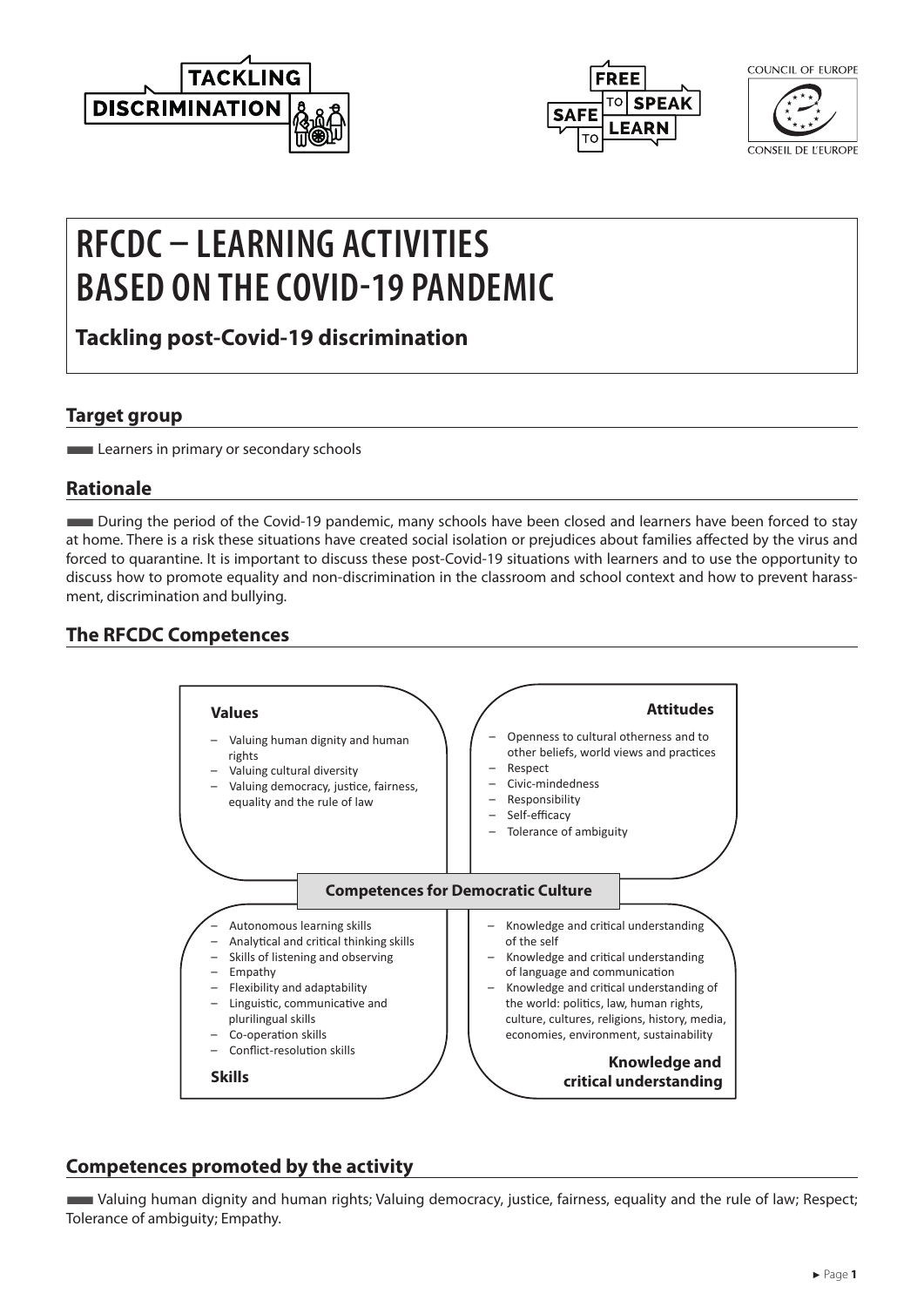TACKLING DISCRIMINATION

FREE TO SPEAK SAFE TO LEARN

COUNCIL OF EUROPE CONSEIL DE L'EUROPE

# RFCDC – LEARNING ACTIVITIES BASED ON THE COVID-19 PANDEMIC

**Tackling post-Covid-19 discrimination**

## Target group

Learners in primary or secondary schools

## Rationale

During the period of the Covid-19 pandemic, many schools have been closed and learners have been forced to stay at home. There is a risk these situations have created social isolation or prejudices about families affected by the virus and forced to quarantine. It is important to discuss these post-Covid-19 situations with learners and to use the opportunity to discuss how to promote equality and non-discrimination in the classroom and school context and how to prevent harassment, discrimination and bullying.

## The RFCDC Competences

**Competences for Democratic Culture**

**Values**

- Valuing human dignity and human rights
- Valuing cultural diversity
- Valuing democracy, justice, fairness, equality and the rule of law

**Attitudes**

- Openness to cultural otherness and to other beliefs, world views and practices
- Respect
- Civic-mindedness
- Responsibility
- Self-efficacy
- Tolerance of ambiguity

**Skills**

- Autonomous learning skills
- Analytical and critical thinking skills
- Skills of listening and observing
- Empathy
- Flexibility and adaptability
- Linguistic, communicative and plurilingual skills
- Co-operation skills
- Conflict-resolution skills

**Knowledge and critical understanding**

- Knowledge and critical understanding of the self
- Knowledge and critical understanding of language and communication
- Knowledge and critical understanding of the world: politics, law, human rights, culture, cultures, religions, history, media, economies, environment, sustainability

## Competences promoted by the activity

Valuing human dignity and human rights; Valuing democracy, justice, fairness, equality and the rule of law; Respect; Tolerance of ambiguity; Empathy.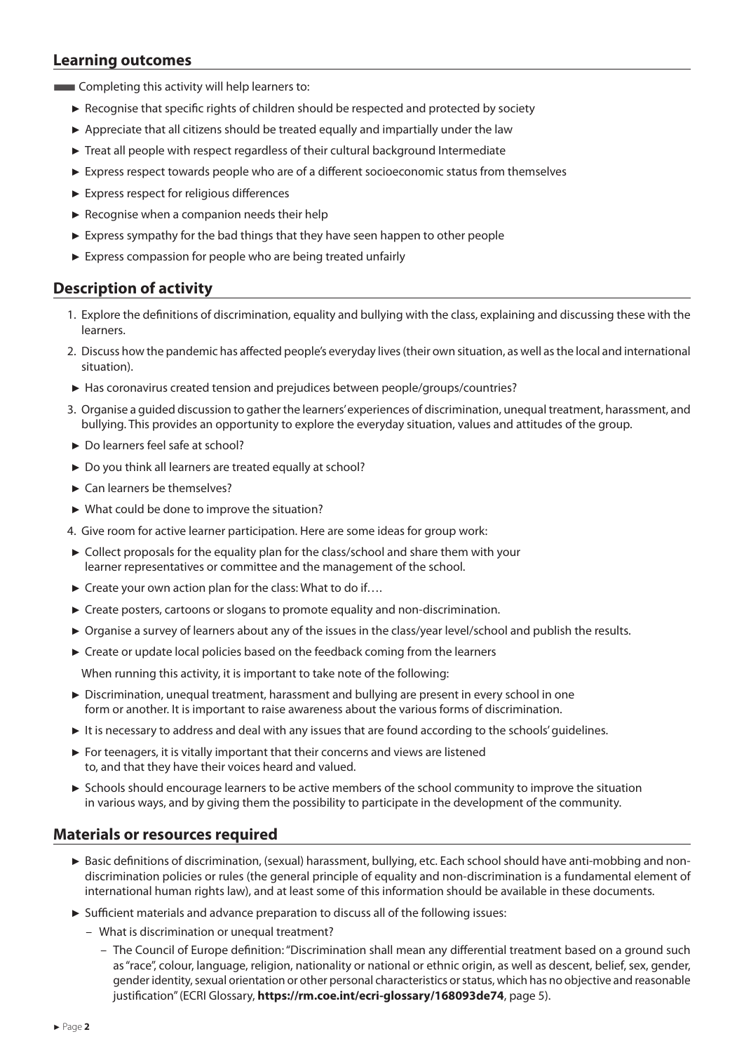## Learning outcomes

Completing this activity will help learners to:

- Recognise that specific rights of children should be respected and protected by society
- Appreciate that all citizens should be treated equally and impartially under the law
- Treat all people with respect regardless of their cultural background Intermediate
- Express respect towards people who are of a different socioeconomic status from themselves
- Express respect for religious differences
- Recognise when a companion needs their help
- Express sympathy for the bad things that they have seen happen to other people
- Express compassion for people who are being treated unfairly

## Description of activity

1. Explore the definitions of discrimination, equality and bullying with the class, explaining and discussing these with the learners.
2. Discuss how the pandemic has affected people's everyday lives (their own situation, as well as the local and international situation).
   - Has coronavirus created tension and prejudices between people/groups/countries?
3. Organise a guided discussion to gather the learners' experiences of discrimination, unequal treatment, harassment, and bullying. This provides an opportunity to explore the everyday situation, values and attitudes of the group.
   - Do learners feel safe at school?
   - Do you think all learners are treated equally at school?
   - Can learners be themselves?
   - What could be done to improve the situation?
4. Give room for active learner participation. Here are some ideas for group work:
   - Collect proposals for the equality plan for the class/school and share them with your learner representatives or committee and the management of the school.
   - Create your own action plan for the class: What to do if….
   - Create posters, cartoons or slogans to promote equality and non-discrimination.
   - Organise a survey of learners about any of the issues in the class/year level/school and publish the results.
   - Create or update local policies based on the feedback coming from the learners

   When running this activity, it is important to take note of the following:

   - Discrimination, unequal treatment, harassment and bullying are present in every school in one form or another. It is important to raise awareness about the various forms of discrimination.
   - It is necessary to address and deal with any issues that are found according to the schools' guidelines.
   - For teenagers, it is vitally important that their concerns and views are listened to, and that they have their voices heard and valued.
   - Schools should encourage learners to be active members of the school community to improve the situation in various ways, and by giving them the possibility to participate in the development of the community.

## Materials or resources required

- Basic definitions of discrimination, (sexual) harassment, bullying, etc. Each school should have anti-mobbing and non-discrimination policies or rules (the general principle of equality and non-discrimination is a fundamental element of international human rights law), and at least some of this information should be available in these documents.
- Sufficient materials and advance preparation to discuss all of the following issues:
  - What is discrimination or unequal treatment?
    - The Council of Europe definition: "Discrimination shall mean any differential treatment based on a ground such as "race", colour, language, religion, nationality or national or ethnic origin, as well as descent, belief, sex, gender, gender identity, sexual orientation or other personal characteristics or status, which has no objective and reasonable justification" (ECRI Glossary, **https://rm.coe.int/ecri-glossary/168093de74**, page 5).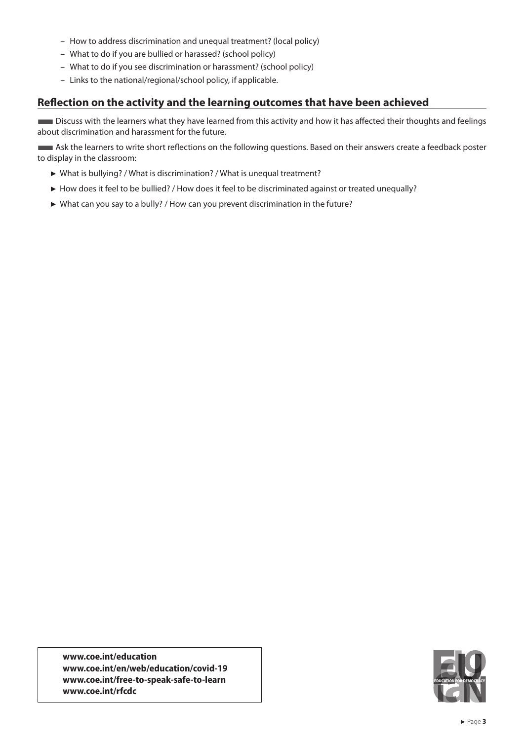- How to address discrimination and unequal treatment? (local policy)
- What to do if you are bullied or harassed? (school policy)
- What to do if you see discrimination or harassment? (school policy)
- Links to the national/regional/school policy, if applicable.

## Reflection on the activity and the learning outcomes that have been achieved

Discuss with the learners what they have learned from this activity and how it has affected their thoughts and feelings about discrimination and harassment for the future.

Ask the learners to write short reflections on the following questions. Based on their answers create a feedback poster to display in the classroom:

- What is bullying? / What is discrimination? / What is unequal treatment?
- How does it feel to be bullied? / How does it feel to be discriminated against or treated unequally?
- What can you say to a bully? / How can you prevent discrimination in the future?

**www.coe.int/education**
**www.coe.int/en/web/education/covid-19**
**www.coe.int/free-to-speak-safe-to-learn**
**www.coe.int/rfcdc**

EDUCATION FOR DEMOCRACY